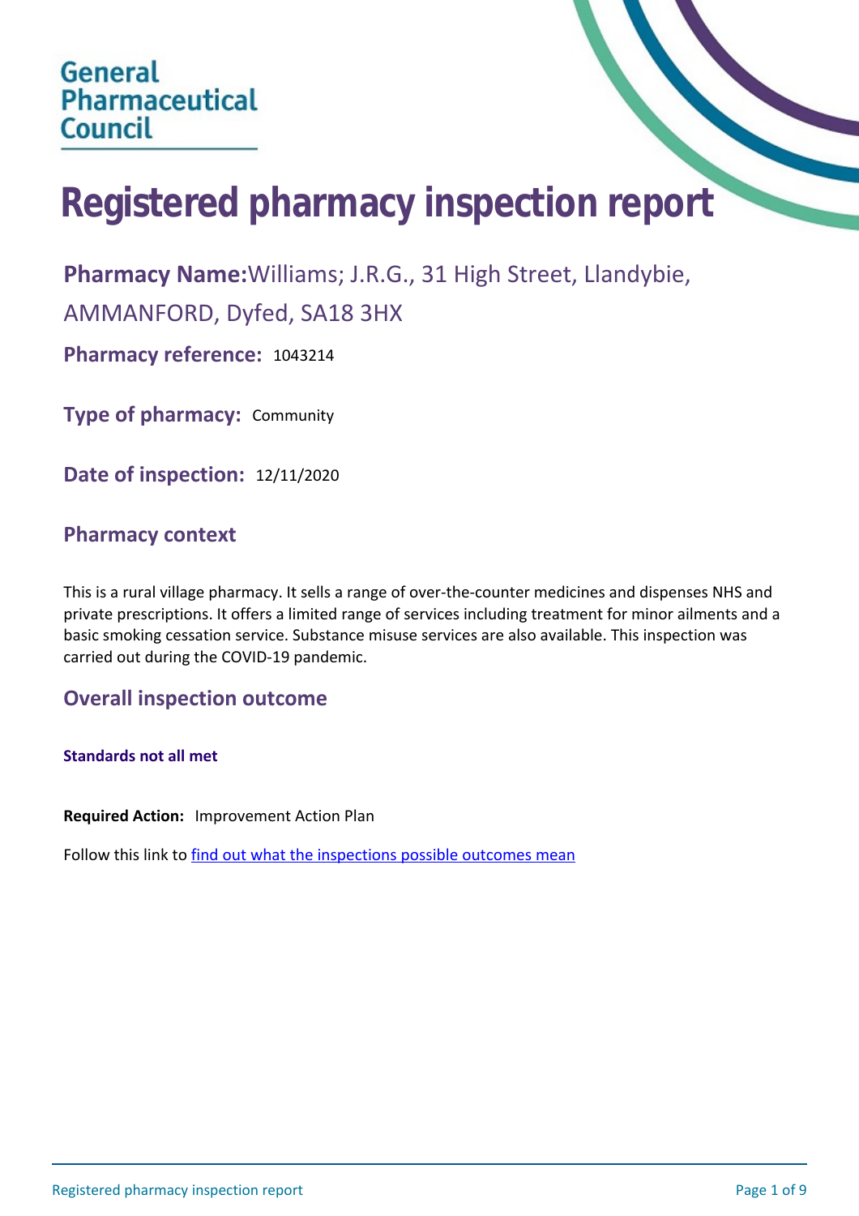General Pharmaceutical Council

# Registered pharmacy inspection report

**Pharmacy Name:** Williams; J.R.G., 31 High Street, Llandybie, AMMANFORD, Dyfed, SA18 3HX

**Pharmacy reference:** 1043214

**Type of pharmacy:** Community

**Date of inspection:** 12/11/2020

## Pharmacy context

This is a rural village pharmacy. It sells a range of over-the-counter medicines and dispenses NHS and private prescriptions. It offers a limited range of services including treatment for minor ailments and a basic smoking cessation service. Substance misuse services are also available. This inspection was carried out during the COVID-19 pandemic.

## Overall inspection outcome

**Standards not all met**

**Required Action:** Improvement Action Plan

Follow this link to [find out what the inspections possible outcomes mean]()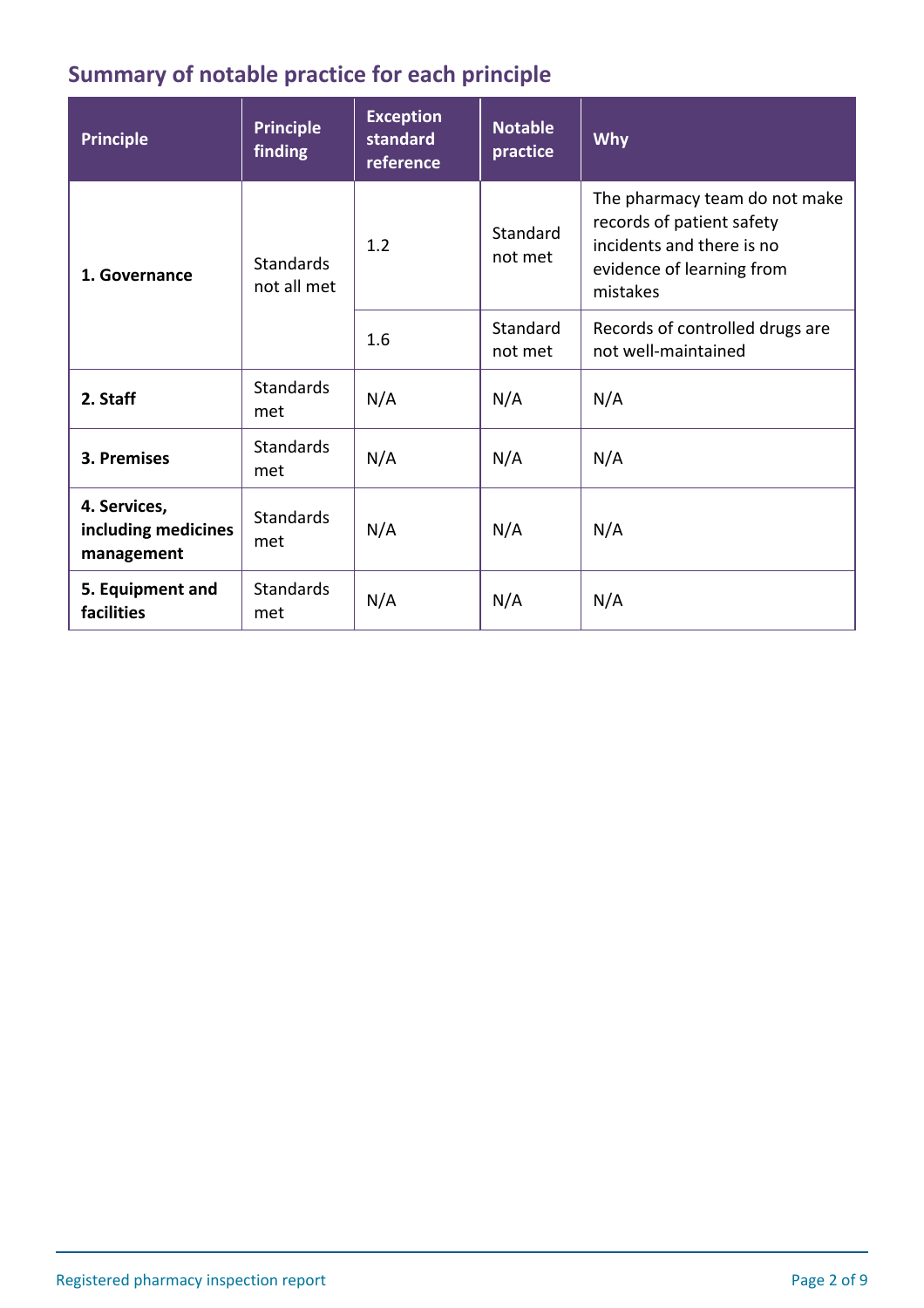## Summary of notable practice for each principle

| Principle | Principle finding | Exception standard reference | Notable practice | Why |
|---|---|---|---|---|
| **1. Governance** | Standards not all met | 1.2 | Standard not met | The pharmacy team do not make records of patient safety incidents and there is no evidence of learning from mistakes |
| | | 1.6 | Standard not met | Records of controlled drugs are not well-maintained |
| **2. Staff** | Standards met | N/A | N/A | N/A |
| **3. Premises** | Standards met | N/A | N/A | N/A |
| **4. Services, including medicines management** | Standards met | N/A | N/A | N/A |
| **5. Equipment and facilities** | Standards met | N/A | N/A | N/A |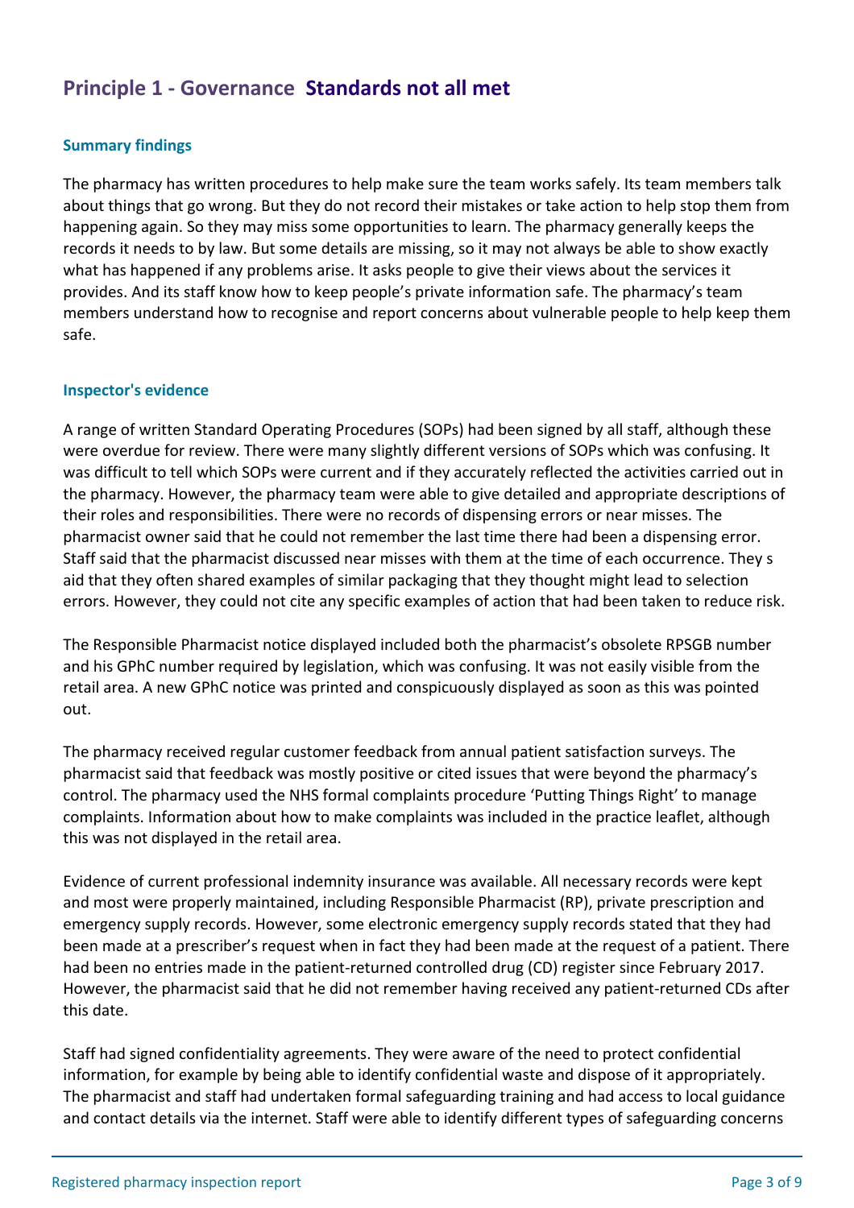## Principle 1 - Governance **Standards not all met**

### Summary findings

The pharmacy has written procedures to help make sure the team works safely. Its team members talk about things that go wrong. But they do not record their mistakes or take action to help stop them from happening again. So they may miss some opportunities to learn. The pharmacy generally keeps the records it needs to by law. But some details are missing, so it may not always be able to show exactly what has happened if any problems arise. It asks people to give their views about the services it provides. And its staff know how to keep people's private information safe. The pharmacy's team members understand how to recognise and report concerns about vulnerable people to help keep them safe.

### Inspector's evidence

A range of written Standard Operating Procedures (SOPs) had been signed by all staff, although these were overdue for review. There were many slightly different versions of SOPs which was confusing. It was difficult to tell which SOPs were current and if they accurately reflected the activities carried out in the pharmacy. However, the pharmacy team were able to give detailed and appropriate descriptions of their roles and responsibilities. There were no records of dispensing errors or near misses. The pharmacist owner said that he could not remember the last time there had been a dispensing error. Staff said that the pharmacist discussed near misses with them at the time of each occurrence. They s aid that they often shared examples of similar packaging that they thought might lead to selection errors. However, they could not cite any specific examples of action that had been taken to reduce risk.

The Responsible Pharmacist notice displayed included both the pharmacist's obsolete RPSGB number and his GPhC number required by legislation, which was confusing. It was not easily visible from the retail area. A new GPhC notice was printed and conspicuously displayed as soon as this was pointed out.

The pharmacy received regular customer feedback from annual patient satisfaction surveys. The pharmacist said that feedback was mostly positive or cited issues that were beyond the pharmacy's control. The pharmacy used the NHS formal complaints procedure 'Putting Things Right' to manage complaints. Information about how to make complaints was included in the practice leaflet, although this was not displayed in the retail area.

Evidence of current professional indemnity insurance was available. All necessary records were kept and most were properly maintained, including Responsible Pharmacist (RP), private prescription and emergency supply records. However, some electronic emergency supply records stated that they had been made at a prescriber's request when in fact they had been made at the request of a patient. There had been no entries made in the patient-returned controlled drug (CD) register since February 2017. However, the pharmacist said that he did not remember having received any patient-returned CDs after this date.

Staff had signed confidentiality agreements. They were aware of the need to protect confidential information, for example by being able to identify confidential waste and dispose of it appropriately. The pharmacist and staff had undertaken formal safeguarding training and had access to local guidance and contact details via the internet. Staff were able to identify different types of safeguarding concerns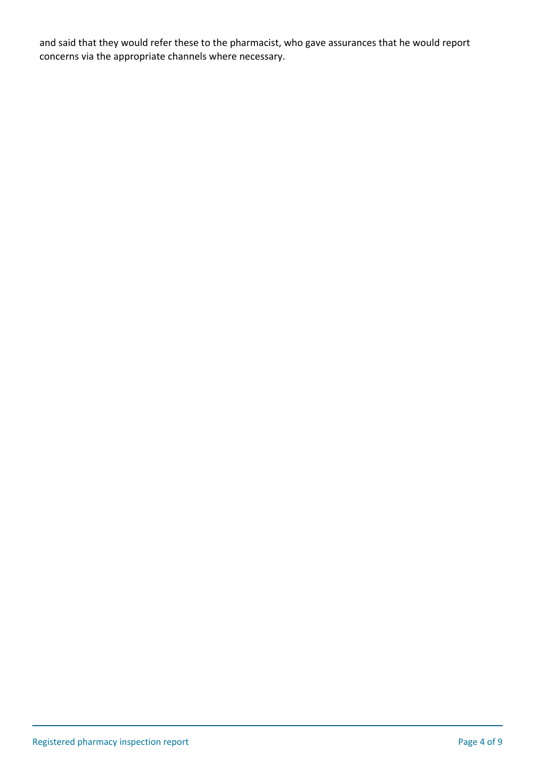and said that they would refer these to the pharmacist, who gave assurances that he would report concerns via the appropriate channels where necessary.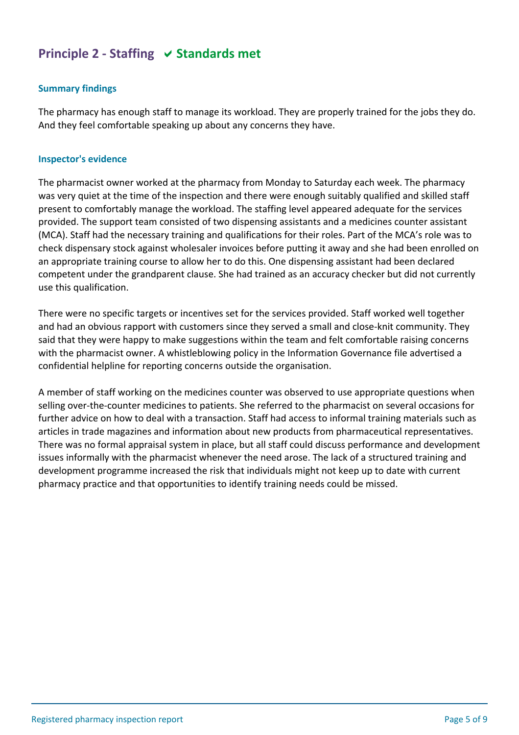## Principle 2 - Staffing ✔ Standards met

### Summary findings

The pharmacy has enough staff to manage its workload. They are properly trained for the jobs they do. And they feel comfortable speaking up about any concerns they have.

### Inspector's evidence

The pharmacist owner worked at the pharmacy from Monday to Saturday each week. The pharmacy was very quiet at the time of the inspection and there were enough suitably qualified and skilled staff present to comfortably manage the workload. The staffing level appeared adequate for the services provided. The support team consisted of two dispensing assistants and a medicines counter assistant (MCA). Staff had the necessary training and qualifications for their roles. Part of the MCA's role was to check dispensary stock against wholesaler invoices before putting it away and she had been enrolled on an appropriate training course to allow her to do this. One dispensing assistant had been declared competent under the grandparent clause. She had trained as an accuracy checker but did not currently use this qualification.

There were no specific targets or incentives set for the services provided. Staff worked well together and had an obvious rapport with customers since they served a small and close-knit community. They said that they were happy to make suggestions within the team and felt comfortable raising concerns with the pharmacist owner. A whistleblowing policy in the Information Governance file advertised a confidential helpline for reporting concerns outside the organisation.

A member of staff working on the medicines counter was observed to use appropriate questions when selling over-the-counter medicines to patients. She referred to the pharmacist on several occasions for further advice on how to deal with a transaction. Staff had access to informal training materials such as articles in trade magazines and information about new products from pharmaceutical representatives. There was no formal appraisal system in place, but all staff could discuss performance and development issues informally with the pharmacist whenever the need arose. The lack of a structured training and development programme increased the risk that individuals might not keep up to date with current pharmacy practice and that opportunities to identify training needs could be missed.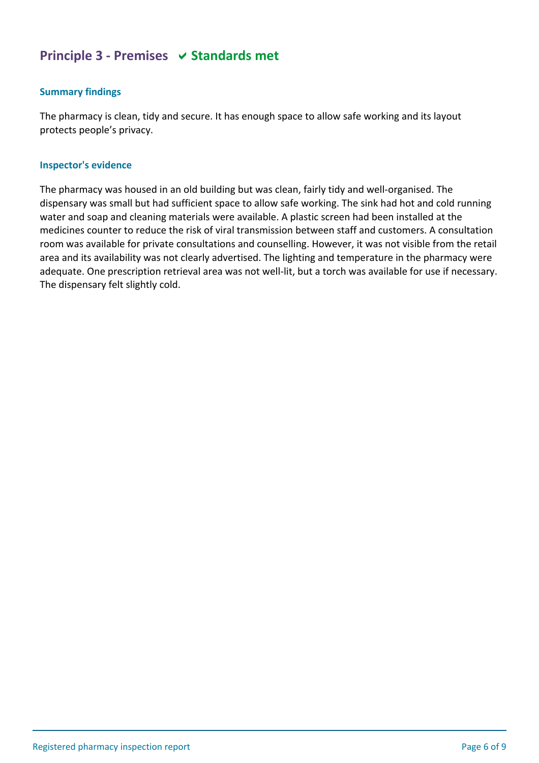## Principle 3 - Premises ✔ Standards met

### Summary findings

The pharmacy is clean, tidy and secure. It has enough space to allow safe working and its layout protects people's privacy.

### Inspector's evidence

The pharmacy was housed in an old building but was clean, fairly tidy and well-organised. The dispensary was small but had sufficient space to allow safe working. The sink had hot and cold running water and soap and cleaning materials were available. A plastic screen had been installed at the medicines counter to reduce the risk of viral transmission between staff and customers. A consultation room was available for private consultations and counselling. However, it was not visible from the retail area and its availability was not clearly advertised. The lighting and temperature in the pharmacy were adequate. One prescription retrieval area was not well-lit, but a torch was available for use if necessary. The dispensary felt slightly cold.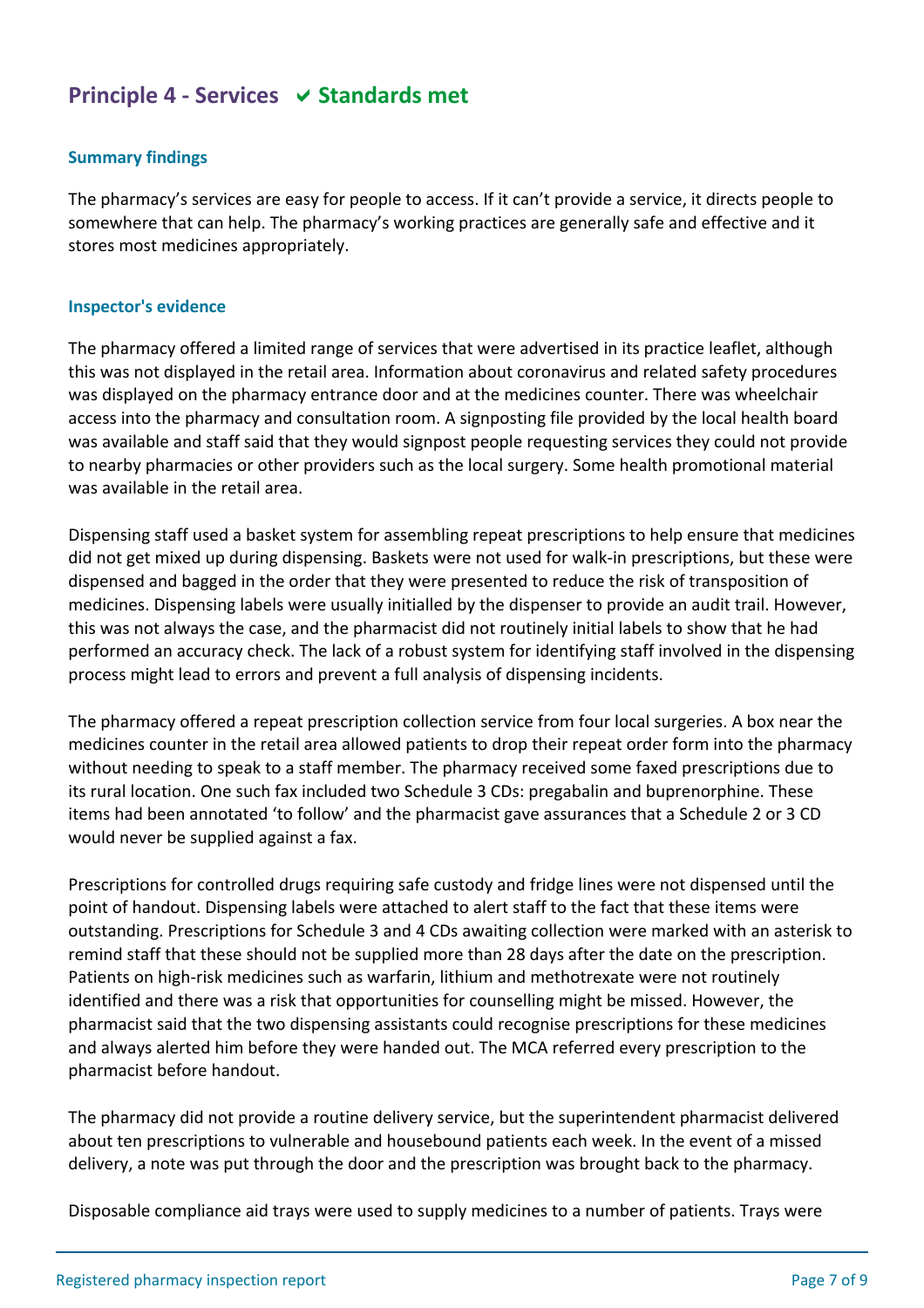## Principle 4 - Services ✔ Standards met

### Summary findings

The pharmacy's services are easy for people to access. If it can't provide a service, it directs people to somewhere that can help. The pharmacy's working practices are generally safe and effective and it stores most medicines appropriately.

### Inspector's evidence

The pharmacy offered a limited range of services that were advertised in its practice leaflet, although this was not displayed in the retail area. Information about coronavirus and related safety procedures was displayed on the pharmacy entrance door and at the medicines counter. There was wheelchair access into the pharmacy and consultation room. A signposting file provided by the local health board was available and staff said that they would signpost people requesting services they could not provide to nearby pharmacies or other providers such as the local surgery. Some health promotional material was available in the retail area.

Dispensing staff used a basket system for assembling repeat prescriptions to help ensure that medicines did not get mixed up during dispensing. Baskets were not used for walk-in prescriptions, but these were dispensed and bagged in the order that they were presented to reduce the risk of transposition of medicines. Dispensing labels were usually initialled by the dispenser to provide an audit trail. However, this was not always the case, and the pharmacist did not routinely initial labels to show that he had performed an accuracy check. The lack of a robust system for identifying staff involved in the dispensing process might lead to errors and prevent a full analysis of dispensing incidents.

The pharmacy offered a repeat prescription collection service from four local surgeries. A box near the medicines counter in the retail area allowed patients to drop their repeat order form into the pharmacy without needing to speak to a staff member. The pharmacy received some faxed prescriptions due to its rural location. One such fax included two Schedule 3 CDs: pregabalin and buprenorphine. These items had been annotated 'to follow' and the pharmacist gave assurances that a Schedule 2 or 3 CD would never be supplied against a fax.

Prescriptions for controlled drugs requiring safe custody and fridge lines were not dispensed until the point of handout. Dispensing labels were attached to alert staff to the fact that these items were outstanding. Prescriptions for Schedule 3 and 4 CDs awaiting collection were marked with an asterisk to remind staff that these should not be supplied more than 28 days after the date on the prescription. Patients on high-risk medicines such as warfarin, lithium and methotrexate were not routinely identified and there was a risk that opportunities for counselling might be missed. However, the pharmacist said that the two dispensing assistants could recognise prescriptions for these medicines and always alerted him before they were handed out. The MCA referred every prescription to the pharmacist before handout.

The pharmacy did not provide a routine delivery service, but the superintendent pharmacist delivered about ten prescriptions to vulnerable and housebound patients each week. In the event of a missed delivery, a note was put through the door and the prescription was brought back to the pharmacy.

Disposable compliance aid trays were used to supply medicines to a number of patients. Trays were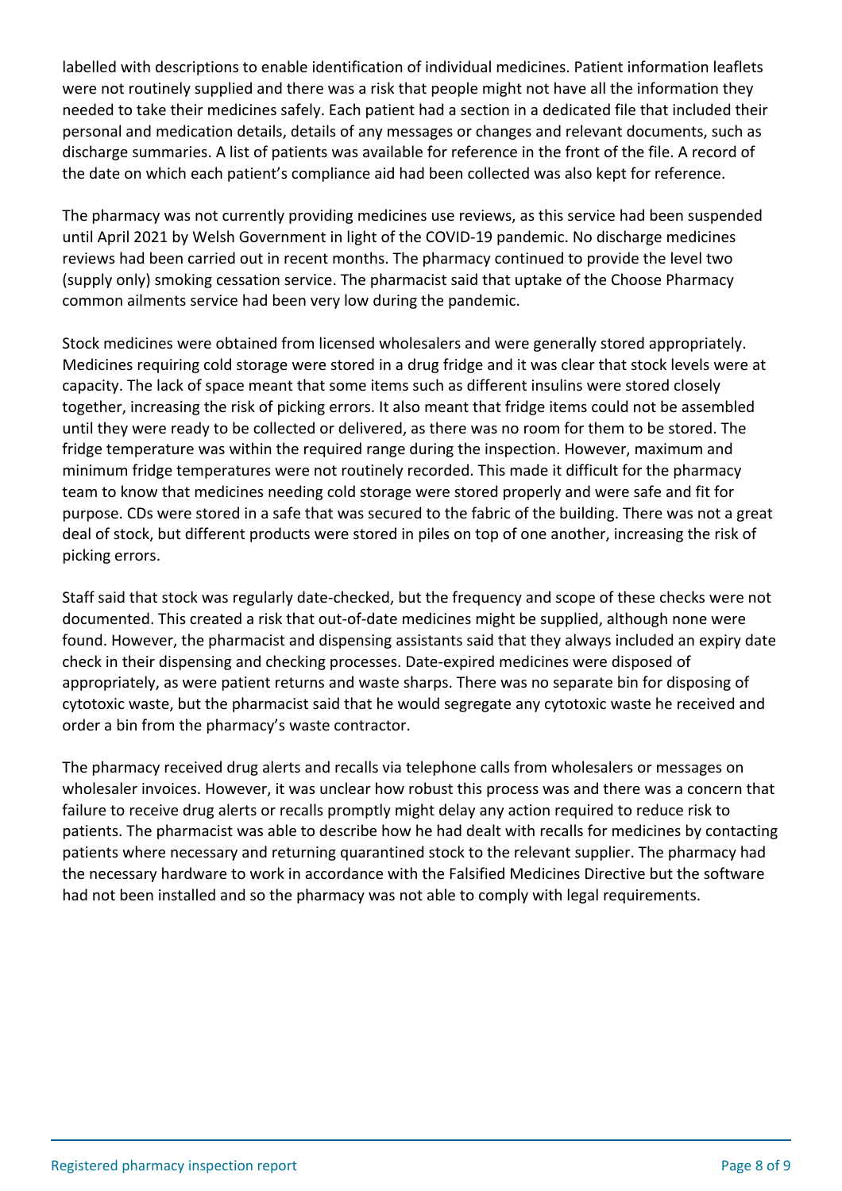labelled with descriptions to enable identification of individual medicines. Patient information leaflets were not routinely supplied and there was a risk that people might not have all the information they needed to take their medicines safely. Each patient had a section in a dedicated file that included their personal and medication details, details of any messages or changes and relevant documents, such as discharge summaries. A list of patients was available for reference in the front of the file. A record of the date on which each patient's compliance aid had been collected was also kept for reference.

The pharmacy was not currently providing medicines use reviews, as this service had been suspended until April 2021 by Welsh Government in light of the COVID-19 pandemic. No discharge medicines reviews had been carried out in recent months. The pharmacy continued to provide the level two (supply only) smoking cessation service. The pharmacist said that uptake of the Choose Pharmacy common ailments service had been very low during the pandemic.

Stock medicines were obtained from licensed wholesalers and were generally stored appropriately. Medicines requiring cold storage were stored in a drug fridge and it was clear that stock levels were at capacity. The lack of space meant that some items such as different insulins were stored closely together, increasing the risk of picking errors. It also meant that fridge items could not be assembled until they were ready to be collected or delivered, as there was no room for them to be stored. The fridge temperature was within the required range during the inspection. However, maximum and minimum fridge temperatures were not routinely recorded. This made it difficult for the pharmacy team to know that medicines needing cold storage were stored properly and were safe and fit for purpose. CDs were stored in a safe that was secured to the fabric of the building. There was not a great deal of stock, but different products were stored in piles on top of one another, increasing the risk of picking errors.

Staff said that stock was regularly date-checked, but the frequency and scope of these checks were not documented. This created a risk that out-of-date medicines might be supplied, although none were found. However, the pharmacist and dispensing assistants said that they always included an expiry date check in their dispensing and checking processes. Date-expired medicines were disposed of appropriately, as were patient returns and waste sharps. There was no separate bin for disposing of cytotoxic waste, but the pharmacist said that he would segregate any cytotoxic waste he received and order a bin from the pharmacy's waste contractor.

The pharmacy received drug alerts and recalls via telephone calls from wholesalers or messages on wholesaler invoices. However, it was unclear how robust this process was and there was a concern that failure to receive drug alerts or recalls promptly might delay any action required to reduce risk to patients. The pharmacist was able to describe how he had dealt with recalls for medicines by contacting patients where necessary and returning quarantined stock to the relevant supplier. The pharmacy had the necessary hardware to work in accordance with the Falsified Medicines Directive but the software had not been installed and so the pharmacy was not able to comply with legal requirements.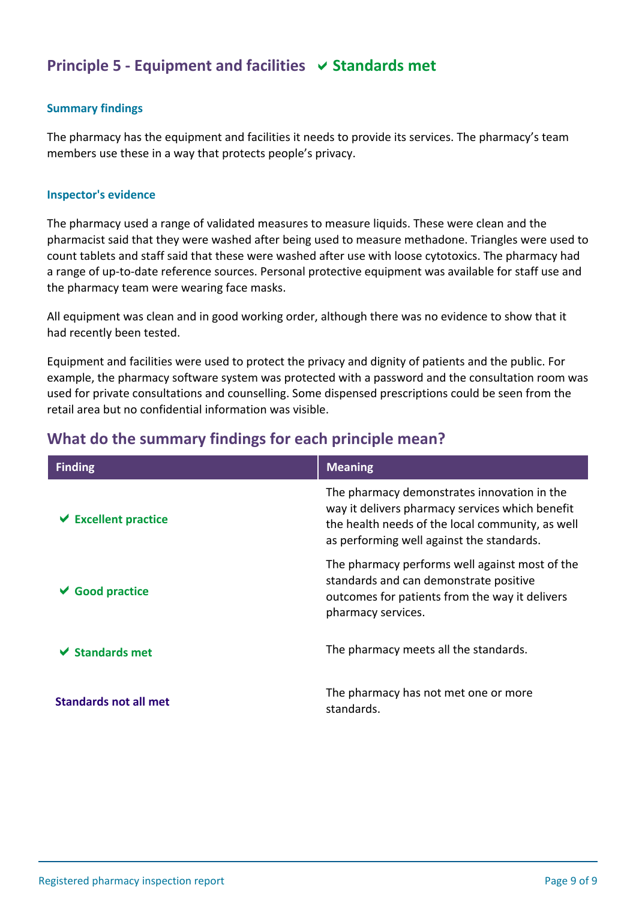## Principle 5 - Equipment and facilities ✔ Standards met

### Summary findings

The pharmacy has the equipment and facilities it needs to provide its services. The pharmacy's team members use these in a way that protects people's privacy.

### Inspector's evidence

The pharmacy used a range of validated measures to measure liquids. These were clean and the pharmacist said that they were washed after being used to measure methadone. Triangles were used to count tablets and staff said that these were washed after use with loose cytotoxics. The pharmacy had a range of up-to-date reference sources. Personal protective equipment was available for staff use and the pharmacy team were wearing face masks.

All equipment was clean and in good working order, although there was no evidence to show that it had recently been tested.

Equipment and facilities were used to protect the privacy and dignity of patients and the public. For example, the pharmacy software system was protected with a password and the consultation room was used for private consultations and counselling. Some dispensed prescriptions could be seen from the retail area but no confidential information was visible.

## What do the summary findings for each principle mean?

| Finding | Meaning |
|---|---|
| ✔ Excellent practice | The pharmacy demonstrates innovation in the way it delivers pharmacy services which benefit the health needs of the local community, as well as performing well against the standards. |
| ✔ Good practice | The pharmacy performs well against most of the standards and can demonstrate positive outcomes for patients from the way it delivers pharmacy services. |
| ✔ Standards met | The pharmacy meets all the standards. |
| Standards not all met | The pharmacy has not met one or more standards. |